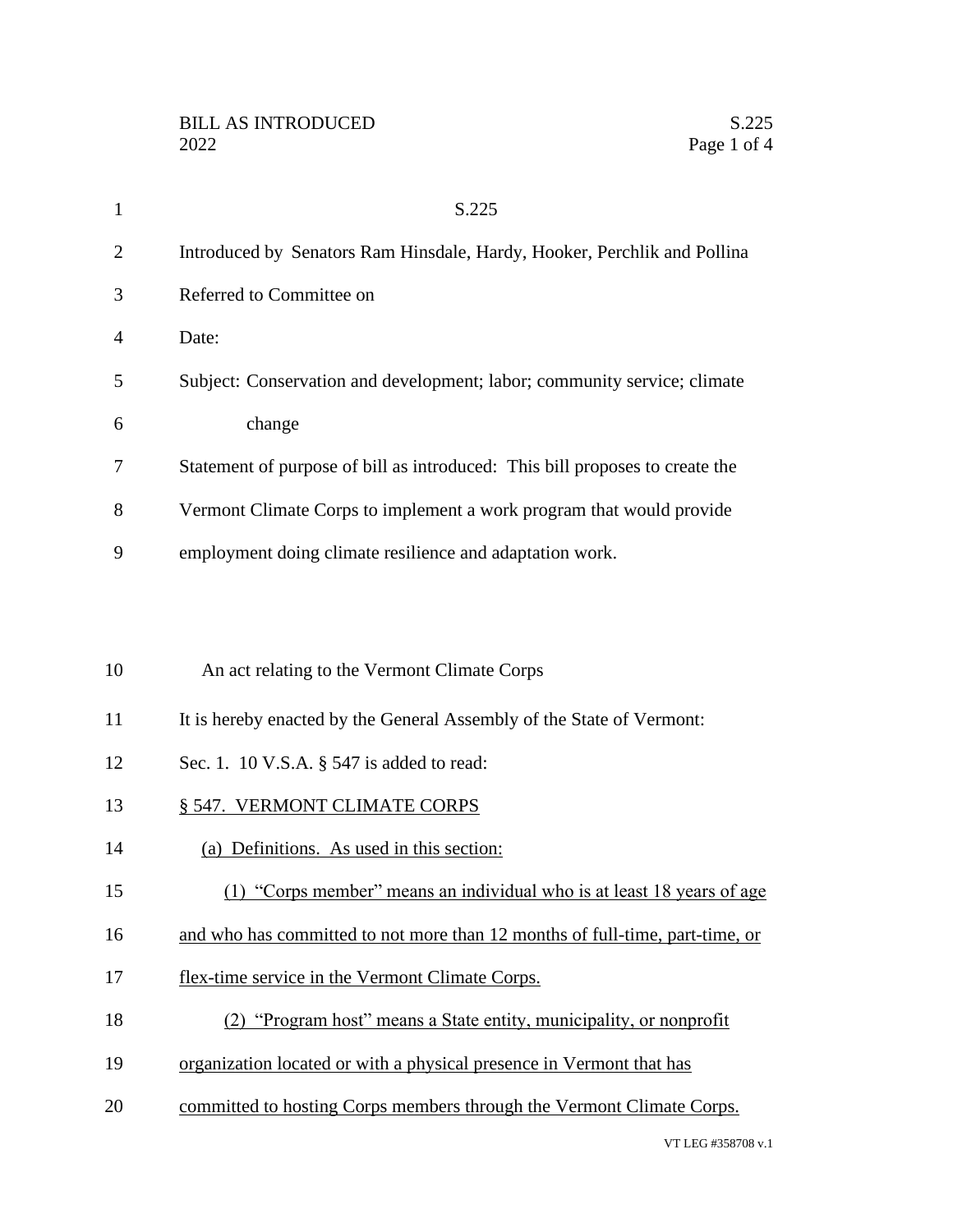S.225

Introduced by Senators Ram Hinsdale, Hardy, Hooker, Perchlik and Pollina

Referred to Committee on

Date:

Subject: Conservation and development; labor; community service; climate change

Statement of purpose of bill as introduced: This bill proposes to create the Vermont Climate Corps to implement a work program that would provide employment doing climate resilience and adaptation work.

An act relating to the Vermont Climate Corps

It is hereby enacted by the General Assembly of the State of Vermont:

Sec. 1. 10 V.S.A. § 547 is added to read:

§ 547. VERMONT CLIMATE CORPS

(a) Definitions. As used in this section:

(1) "Corps member" means an individual who is at least 18 years of age and who has committed to not more than 12 months of full-time, part-time, or flex-time service in the Vermont Climate Corps.

(2) "Program host" means a State entity, municipality, or nonprofit organization located or with a physical presence in Vermont that has committed to hosting Corps members through the Vermont Climate Corps.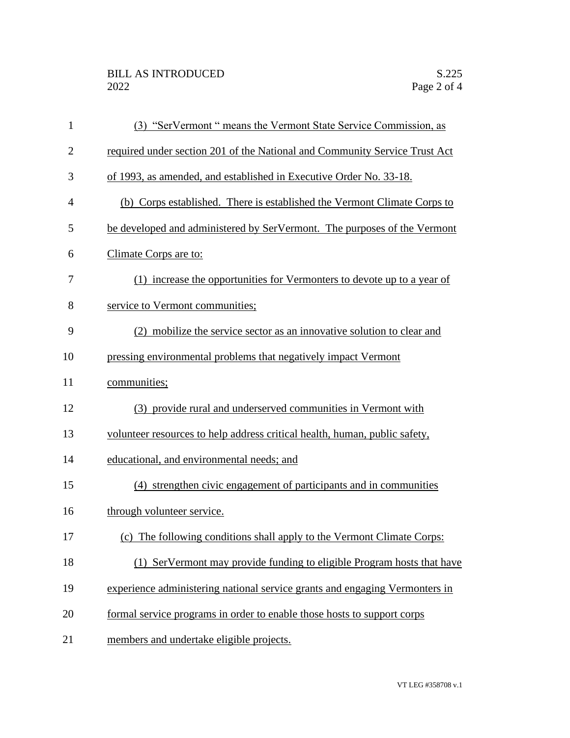(3) "SerVermont " means the Vermont State Service Commission, as required under section 201 of the National and Community Service Trust Act of 1993, as amended, and established in Executive Order No. 33-18.

(b) Corps established. There is established the Vermont Climate Corps to be developed and administered by SerVermont. The purposes of the Vermont Climate Corps are to:

(1) increase the opportunities for Vermonters to devote up to a year of service to Vermont communities;

(2) mobilize the service sector as an innovative solution to clear and pressing environmental problems that negatively impact Vermont communities;

(3) provide rural and underserved communities in Vermont with volunteer resources to help address critical health, human, public safety, educational, and environmental needs; and

(4) strengthen civic engagement of participants and in communities through volunteer service.

(c) The following conditions shall apply to the Vermont Climate Corps:

(1) SerVermont may provide funding to eligible Program hosts that have experience administering national service grants and engaging Vermonters in formal service programs in order to enable those hosts to support corps members and undertake eligible projects.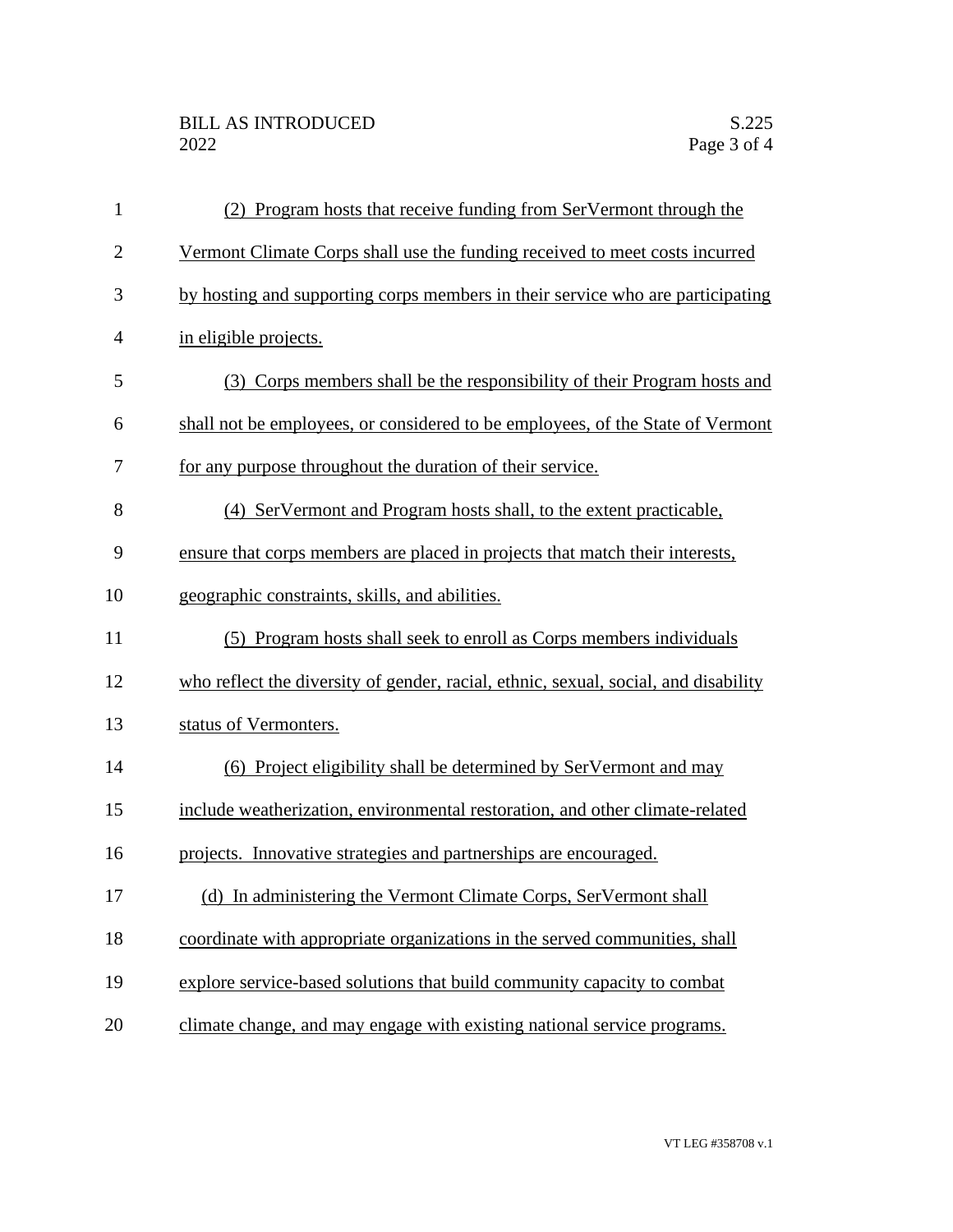(2) Program hosts that receive funding from SerVermont through the Vermont Climate Corps shall use the funding received to meet costs incurred by hosting and supporting corps members in their service who are participating in eligible projects.

(3) Corps members shall be the responsibility of their Program hosts and shall not be employees, or considered to be employees, of the State of Vermont for any purpose throughout the duration of their service.

(4) SerVermont and Program hosts shall, to the extent practicable, ensure that corps members are placed in projects that match their interests, geographic constraints, skills, and abilities.

(5) Program hosts shall seek to enroll as Corps members individuals who reflect the diversity of gender, racial, ethnic, sexual, social, and disability status of Vermonters.

(6) Project eligibility shall be determined by SerVermont and may include weatherization, environmental restoration, and other climate-related projects. Innovative strategies and partnerships are encouraged.

(d) In administering the Vermont Climate Corps, SerVermont shall coordinate with appropriate organizations in the served communities, shall explore service-based solutions that build community capacity to combat climate change, and may engage with existing national service programs.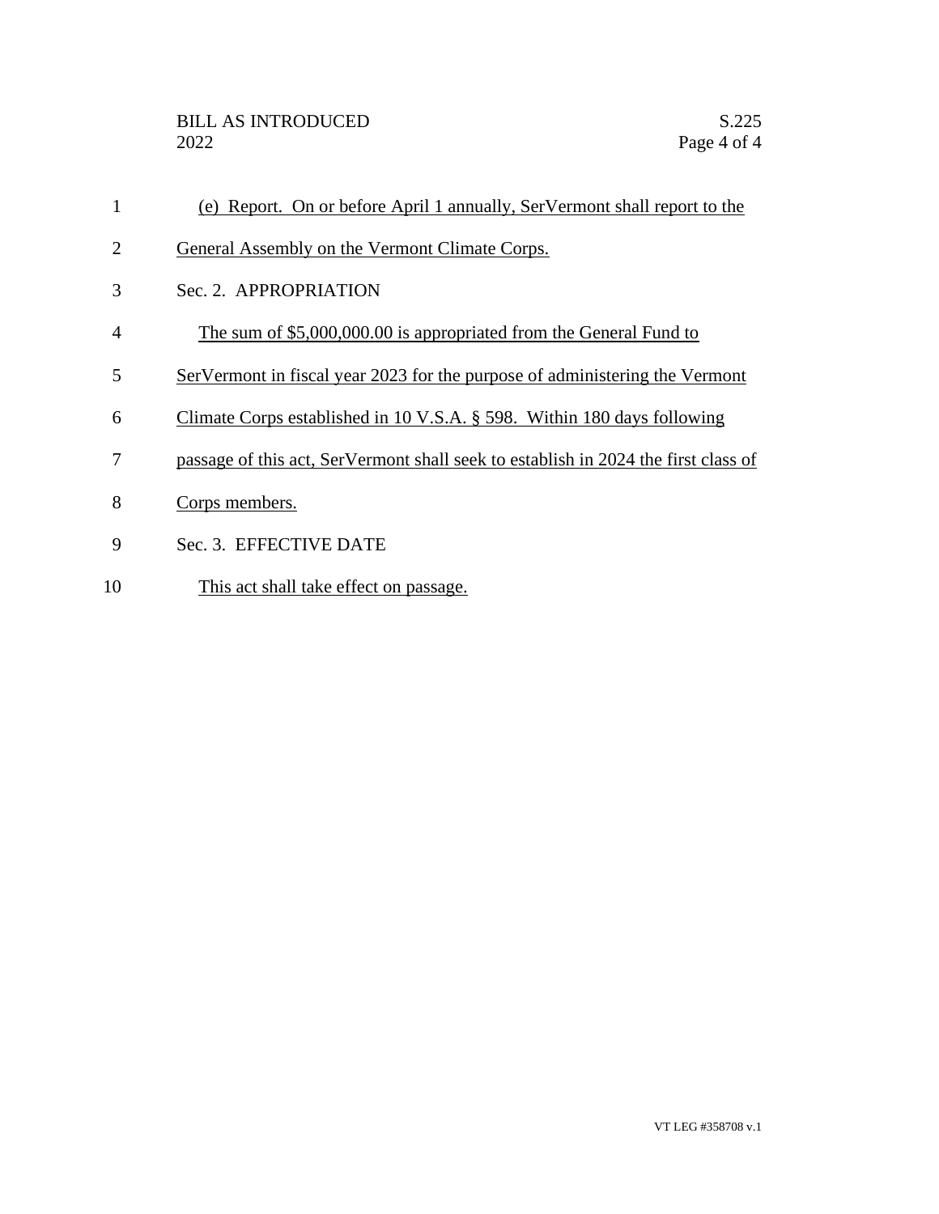(e) Report. On or before April 1 annually, SerVermont shall report to the General Assembly on the Vermont Climate Corps.

Sec. 2. APPROPRIATION

The sum of $5,000,000.00 is appropriated from the General Fund to SerVermont in fiscal year 2023 for the purpose of administering the Vermont Climate Corps established in 10 V.S.A. § 598. Within 180 days following passage of this act, SerVermont shall seek to establish in 2024 the first class of Corps members.

Sec. 3. EFFECTIVE DATE

This act shall take effect on passage.